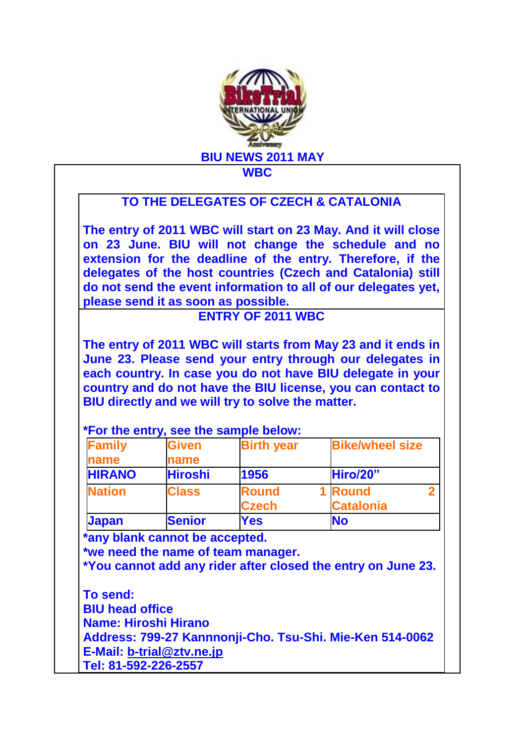# BIU NEWS 2011 MAY

## WBC

### TO THE DELEGATES OF CZECH & CATALONIA

**The entry of 2011 WBC will start on 23 May. And it will close on 23 June. BIU will not change the schedule and no extension for the deadline of the entry. Therefore, if the delegates of the host countries (Czech and Catalonia) still do not send the event information to all of our delegates yet, please send it as soon as possible.**

### ENTRY OF 2011 WBC

**The entry of 2011 WBC will starts from May 23 and it ends in June 23. Please send your entry through our delegates in each country. In case you do not have BIU delegate in your country and do not have the BIU license, you can contact to BIU directly and we will try to solve the matter.**

**\*For the entry, see the sample below:**

| Family name | Given name | Birth year | Bike/wheel size |
|---|---|---|---|
| HIRANO | Hiroshi | 1956 | Hiro/20” |
| **Nation** | **Class** | **Round 1 Czech** | **Round 2 Catalonia** |
| Japan | Senior | Yes | No |

**\*any blank cannot be accepted.**
**\*we need the name of team manager.**
**\*You cannot add any rider after closed the entry on June 23.**

**To send:**
**BIU head office**
**Name: Hiroshi Hirano**
**Address: 799-27 Kannnonji-Cho. Tsu-Shi. Mie-Ken 514-0062**
**E-Mail: b-trial@ztv.ne.jp**
**Tel: 81-592-226-2557**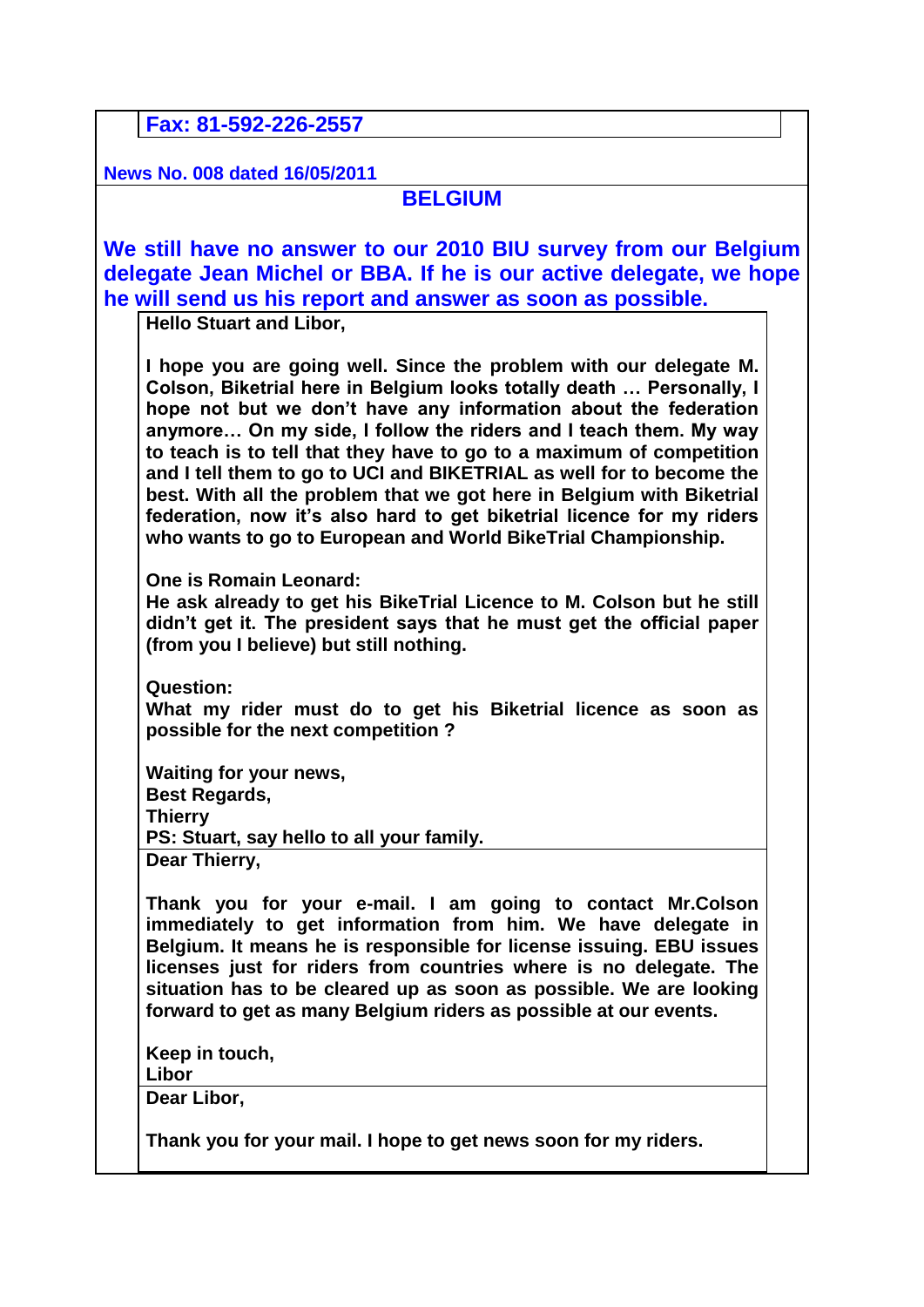**Fax: 81-592-226-2557**

**News No. 008 dated 16/05/2011**

## BELGIUM

**We still have no answer to our 2010 BIU survey from our Belgium delegate Jean Michel or BBA. If he is our active delegate, we hope he will send us his report and answer as soon as possible.**

**Hello Stuart and Libor,**

**I hope you are going well. Since the problem with our delegate M. Colson, Biketrial here in Belgium looks totally death … Personally, I hope not but we don't have any information about the federation anymore… On my side, I follow the riders and I teach them. My way to teach is to tell that they have to go to a maximum of competition and I tell them to go to UCI and BIKETRIAL as well for to become the best. With all the problem that we got here in Belgium with Biketrial federation, now it's also hard to get biketrial licence for my riders who wants to go to European and World BikeTrial Championship.**

**One is Romain Leonard:**
**He ask already to get his BikeTrial Licence to M. Colson but he still didn't get it. The president says that he must get the official paper (from you I believe) but still nothing.**

**Question:**
**What my rider must do to get his Biketrial licence as soon as possible for the next competition ?**

**Waiting for your news,**
**Best Regards,**
**Thierry**
**PS: Stuart, say hello to all your family.**

**Dear Thierry,**

**Thank you for your e-mail. I am going to contact Mr.Colson immediately to get information from him. We have delegate in Belgium. It means he is responsible for license issuing. EBU issues licenses just for riders from countries where is no delegate. The situation has to be cleared up as soon as possible. We are looking forward to get as many Belgium riders as possible at our events.**

**Keep in touch,**
**Libor**

**Dear Libor,**

**Thank you for your mail. I hope to get news soon for my riders.**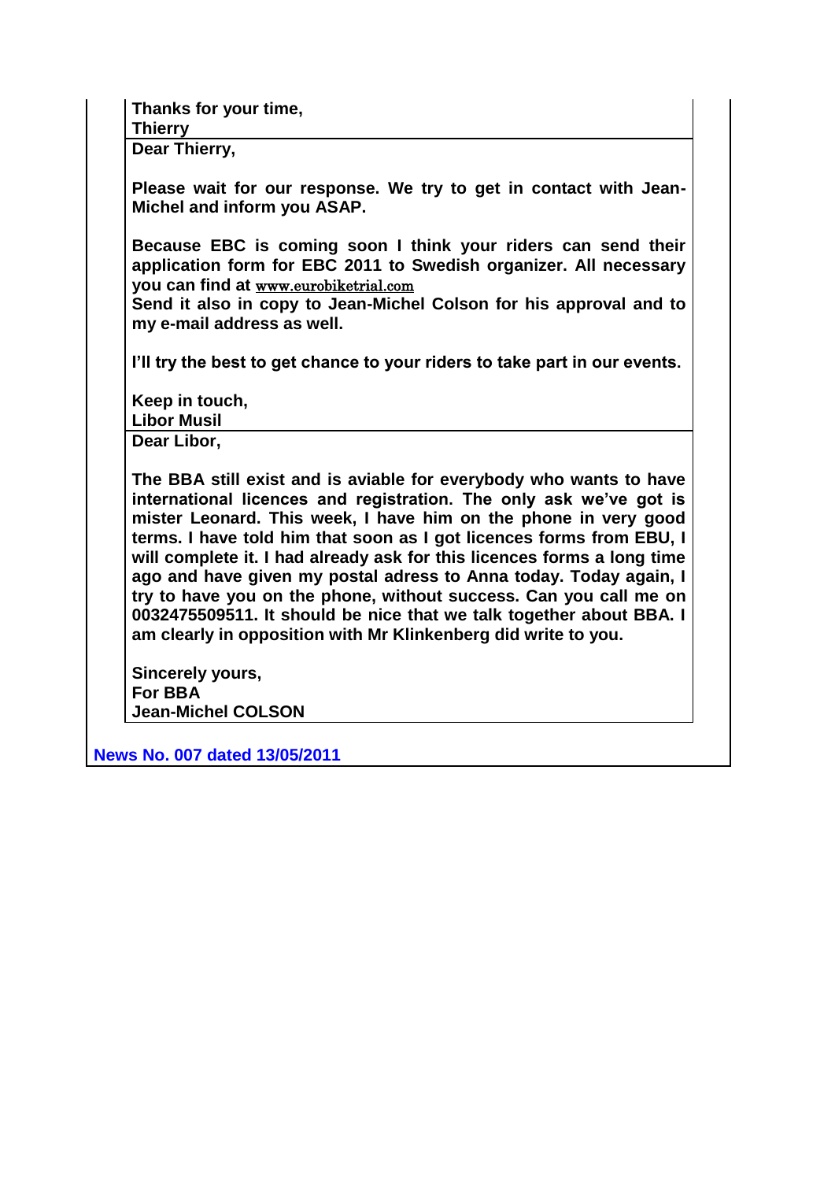**Thanks for your time,**
**Thierry**

**Dear Thierry,**

**Please wait for our response. We try to get in contact with Jean-Michel and inform you ASAP.**

**Because EBC is coming soon I think your riders can send their application form for EBC 2011 to Swedish organizer. All necessary you can find at** www.eurobiketrial.com
**Send it also in copy to Jean-Michel Colson for his approval and to my e-mail address as well.**

**I'll try the best to get chance to your riders to take part in our events.**

**Keep in touch,**
**Libor Musil**

**Dear Libor,**

**The BBA still exist and is aviable for everybody who wants to have international licences and registration. The only ask we've got is mister Leonard. This week, I have him on the phone in very good terms. I have told him that soon as I got licences forms from EBU, I will complete it. I had already ask for this licences forms a long time ago and have given my postal adress to Anna today. Today again, I try to have you on the phone, without success. Can you call me on 0032475509511. It should be nice that we talk together about BBA. I am clearly in opposition with Mr Klinkenberg did write to you.**

**Sincerely yours,**
**For BBA**
**Jean-Michel COLSON**

**News No. 007 dated 13/05/2011**